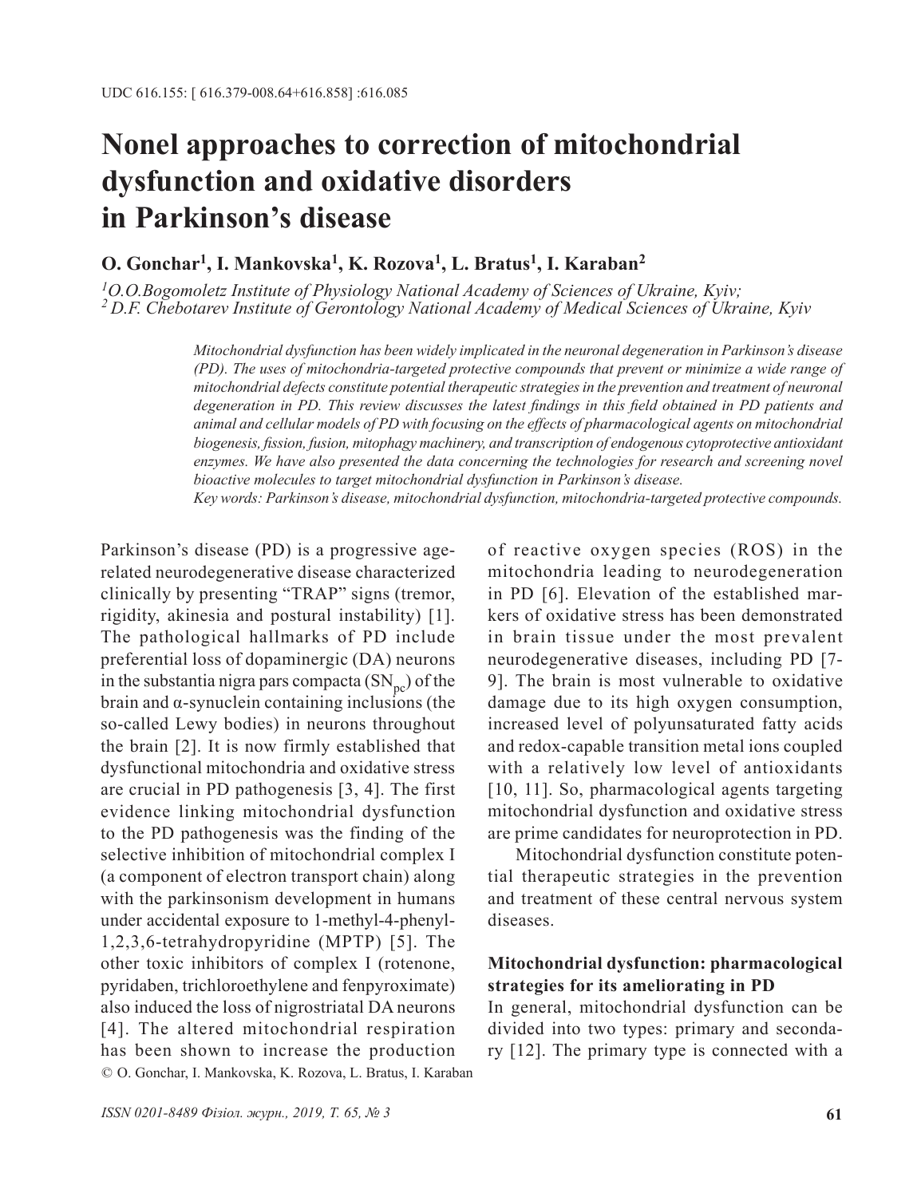UDC 616.155: [ 616.379-008.64+616.858] :616.085

# Nonel approaches to correction of mitochondrial dysfunction and oxidative disorders in Parkinson's disease

**O. Gonchar[1], I. Mankovska[1], K. Rozova[1], L. Bratus[1], I. Karaban[2]**

*[1]O.O.Bogomoletz Institute of Physiology National Academy of Sciences of Ukraine, Kyiv;*
*[2] D.F. Chebotarev Institute of Gerontology National Academy of Medical Sciences of Ukraine, Kyiv*

*Mitochondrial dysfunction has been widely implicated in the neuronal degeneration in Parkinson's disease (PD). The uses of mitochondria-targeted protective compounds that prevent or minimize a wide range of mitochondrial defects constitute potential therapeutic strategies in the prevention and treatment of neuronal degeneration in PD. This review discusses the latest findings in this field obtained in PD patients and animal and cellular models of PD with focusing on the effects of pharmacological agents on mitochondrial biogenesis, fission, fusion, mitophagy machinery, and transcription of endogenous cytoprotective antioxidant enzymes. We have also presented the data concerning the technologies for research and screening novel bioactive molecules to target mitochondrial dysfunction in Parkinson's disease.*
*Key words: Parkinson's disease, mitochondrial dysfunction, mitochondria-targeted protective compounds.*

Parkinson's disease (PD) is a progressive age-related neurodegenerative disease characterized clinically by presenting "TRAP" signs (tremor, rigidity, akinesia and postural instability) [1]. The pathological hallmarks of PD include preferential loss of dopaminergic (DA) neurons in the substantia nigra pars compacta ($SN_{pc}$) of the brain and α-synuclein containing inclusions (the so-called Lewy bodies) in neurons throughout the brain [2]. It is now firmly established that dysfunctional mitochondria and oxidative stress are crucial in PD pathogenesis [3, 4]. The first evidence linking mitochondrial dysfunction to the PD pathogenesis was the finding of the selective inhibition of mitochondrial complex I (a component of electron transport chain) along with the parkinsonism development in humans under accidental exposure to 1-methyl-4-phenyl-1,2,3,6-tetrahydropyridine (MPTP) [5]. The other toxic inhibitors of complex I (rotenone, pyridaben, trichloroethylene and fenpyroximate) also induced the loss of nigrostriatal DA neurons [4]. The altered mitochondrial respiration has been shown to increase the production of reactive oxygen species (ROS) in the mitochondria leading to neurodegeneration in PD [6]. Elevation of the established markers of oxidative stress has been demonstrated in brain tissue under the most prevalent neurodegenerative diseases, including PD [7-9]. The brain is most vulnerable to oxidative damage due to its high oxygen consumption, increased level of polyunsaturated fatty acids and redox-capable transition metal ions coupled with a relatively low level of antioxidants [10, 11]. So, pharmacological agents targeting mitochondrial dysfunction and oxidative stress are prime candidates for neuroprotection in PD.

Mitochondrial dysfunction constitute potential therapeutic strategies in the prevention and treatment of these central nervous system diseases.

© O. Gonchar, I. Mankovska, K. Rozova, L. Bratus, I. Karaban

## Mitochondrial dysfunction: pharmacological strategies for its ameliorating in PD

In general, mitochondrial dysfunction can be divided into two types: primary and secondary [12]. The primary type is connected with a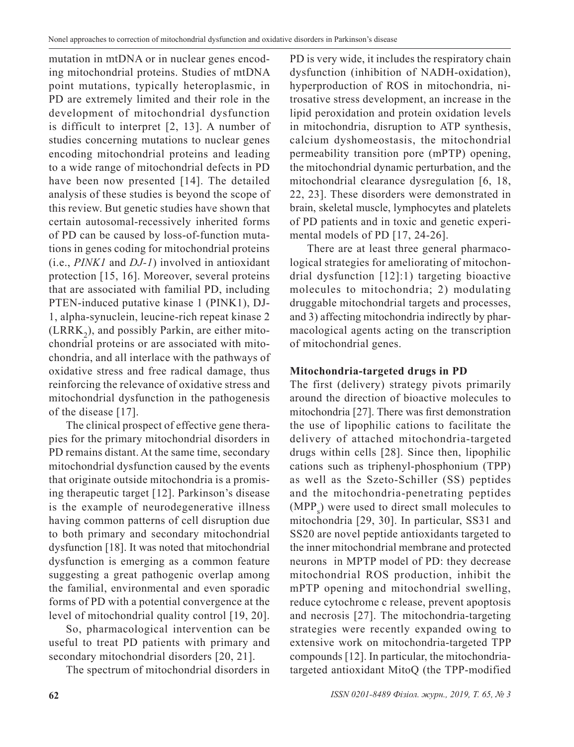mutation in mtDNA or in nuclear genes encoding mitochondrial proteins. Studies of mtDNA point mutations, typically heteroplasmic, in PD are extremely limited and their role in the development of mitochondrial dysfunction is difficult to interpret [2, 13]. A number of studies concerning mutations to nuclear genes encoding mitochondrial proteins and leading to a wide range of mitochondrial defects in PD have been now presented [14]. The detailed analysis of these studies is beyond the scope of this review. But genetic studies have shown that certain autosomal-recessively inherited forms of PD can be caused by loss-of-function mutations in genes coding for mitochondrial proteins (i.e., *PINK1* and *DJ-1*) involved in antioxidant protection [15, 16]. Moreover, several proteins that are associated with familial PD, including PTEN-induced putative kinase 1 (PINK1), DJ-1, alpha-synuclein, leucine-rich repeat kinase 2 ($LRRK_2$), and possibly Parkin, are either mitochondrial proteins or are associated with mitochondria, and all interlace with the pathways of oxidative stress and free radical damage, thus reinforcing the relevance of oxidative stress and mitochondrial dysfunction in the pathogenesis of the disease [17].

The clinical prospect of effective gene therapies for the primary mitochondrial disorders in PD remains distant. At the same time, secondary mitochondrial dysfunction caused by the events that originate outside mitochondria is a promising therapeutic target [12]. Parkinson's disease is the example of neurodegenerative illness having common patterns of cell disruption due to both primary and secondary mitochondrial dysfunction [18]. It was noted that mitochondrial dysfunction is emerging as a common feature suggesting a great pathogenic overlap among the familial, environmental and even sporadic forms of PD with a potential convergence at the level of mitochondrial quality control [19, 20].

So, pharmacological intervention can be useful to treat PD patients with primary and secondary mitochondrial disorders [20, 21].

The spectrum of mitochondrial disorders in PD is very wide, it includes the respiratory chain dysfunction (inhibition of NADH-oxidation), hyperproduction of ROS in mitochondria, nitrosative stress development, an increase in the lipid peroxidation and protein oxidation levels in mitochondria, disruption to ATP synthesis, calcium dyshomeostasis, the mitochondrial permeability transition pore (mPTP) opening, the mitochondrial dynamic perturbation, and the mitochondrial clearance dysregulation [6, 18, 22, 23]. These disorders were demonstrated in brain, skeletal muscle, lymphocytes and platelets of PD patients and in toxic and genetic experimental models of PD [17, 24-26].

There are at least three general pharmacological strategies for ameliorating of mitochondrial dysfunction [12]:1) targeting bioactive molecules to mitochondria; 2) modulating druggable mitochondrial targets and processes, and 3) affecting mitochondria indirectly by pharmacological agents acting on the transcription of mitochondrial genes.

## Mitochondria-targeted drugs in PD

The first (delivery) strategy pivots primarily around the direction of bioactive molecules to mitochondria [27]. There was first demonstration the use of lipophilic cations to facilitate the delivery of attached mitochondria-targeted drugs within cells [28]. Since then, lipophilic cations such as triphenyl-phosphonium (TPP) as well as the Szeto-Schiller (SS) peptides and the mitochondria-penetrating peptides ($MPP_s$) were used to direct small molecules to mitochondria [29, 30]. In particular, SS31 and SS20 are novel peptide antioxidants targeted to the inner mitochondrial membrane and protected neurons in MPTP model of PD: they decrease mitochondrial ROS production, inhibit the mPTP opening and mitochondrial swelling, reduce cytochrome c release, prevent apoptosis and necrosis [27]. The mitochondria-targeting strategies were recently expanded owing to extensive work on mitochondria-targeted TPP compounds [12]. In particular, the mitochondria-targeted antioxidant MitoQ (the TPP-modified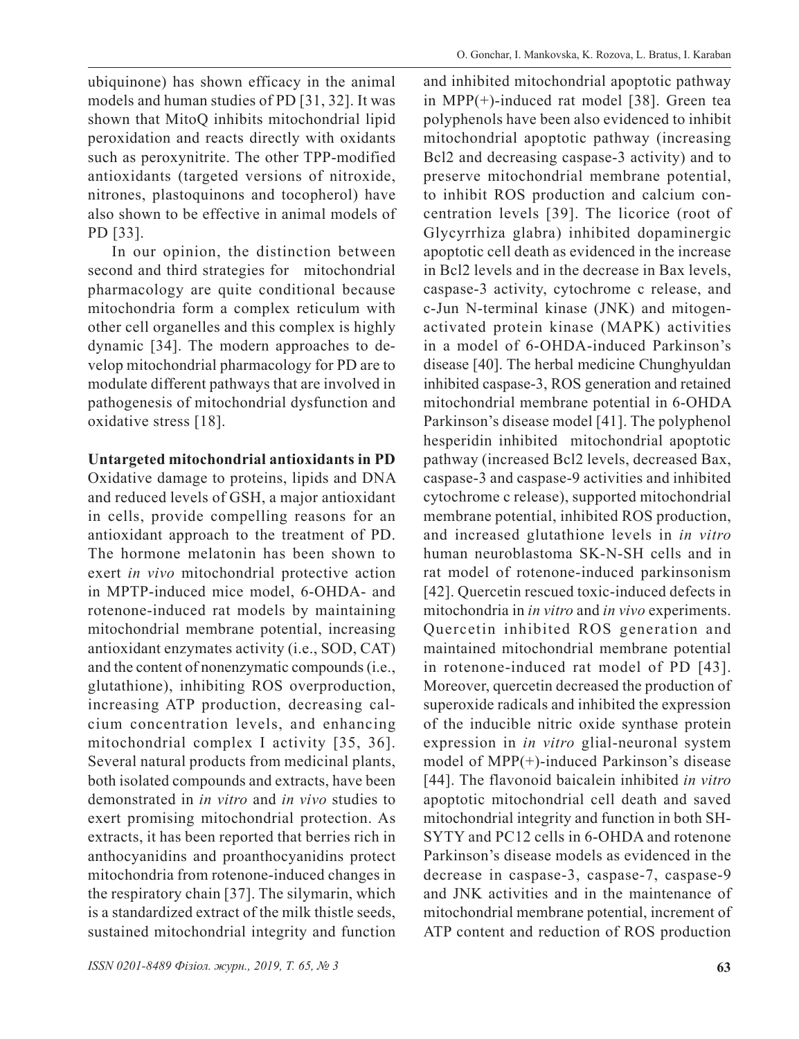ubiquinone) has shown efficacy in the animal models and human studies of PD [31, 32]. It was shown that MitoQ inhibits mitochondrial lipid peroxidation and reacts directly with oxidants such as peroxynitrite. The other TPP-modified antioxidants (targeted versions of nitroxide, nitrones, plastoquinons and tocopherol) have also shown to be effective in animal models of PD [33].

In our opinion, the distinction between second and third strategies for mitochondrial pharmacology are quite conditional because mitochondria form a complex reticulum with other cell organelles and this complex is highly dynamic [34]. The modern approaches to develop mitochondrial pharmacology for PD are to modulate different pathways that are involved in pathogenesis of mitochondrial dysfunction and oxidative stress [18].

**Untargeted mitochondrial antioxidants in PD**

Oxidative damage to proteins, lipids and DNA and reduced levels of GSH, a major antioxidant in cells, provide compelling reasons for an antioxidant approach to the treatment of PD. The hormone melatonin has been shown to exert *in vivo* mitochondrial protective action in MPTP-induced mice model, 6-OHDA- and rotenone-induced rat models by maintaining mitochondrial membrane potential, increasing antioxidant enzymates activity (i.e., SOD, CAT) and the content of nonenzymatic compounds (i.e., glutathione), inhibiting ROS overproduction, increasing ATP production, decreasing calcium concentration levels, and enhancing mitochondrial complex I activity [35, 36]. Several natural products from medicinal plants, both isolated compounds and extracts, have been demonstrated in *in vitro* and *in vivo* studies to exert promising mitochondrial protection. As extracts, it has been reported that berries rich in anthocyanidins and proanthocyanidins protect mitochondria from rotenone-induced changes in the respiratory chain [37]. The silymarin, which is a standardized extract of the milk thistle seeds, sustained mitochondrial integrity and function and inhibited mitochondrial apoptotic pathway in MPP(+)-induced rat model [38]. Green tea polyphenols have been also evidenced to inhibit mitochondrial apoptotic pathway (increasing Bcl2 and decreasing caspase-3 activity) and to preserve mitochondrial membrane potential, to inhibit ROS production and calcium concentration levels [39]. The licorice (root of Glycyrrhiza glabra) inhibited dopaminergic apoptotic cell death as evidenced in the increase in Bcl2 levels and in the decrease in Bax levels, caspase-3 activity, cytochrome c release, and c-Jun N-terminal kinase (JNK) and mitogen-activated protein kinase (MAPK) activities in a model of 6-OHDA-induced Parkinson's disease [40]. The herbal medicine Chunghyuldan inhibited caspase-3, ROS generation and retained mitochondrial membrane potential in 6-OHDA Parkinson's disease model [41]. The polyphenol hesperidin inhibited mitochondrial apoptotic pathway (increased Bcl2 levels, decreased Bax, caspase-3 and caspase-9 activities and inhibited cytochrome c release), supported mitochondrial membrane potential, inhibited ROS production, and increased glutathione levels in *in vitro* human neuroblastoma SK-N-SH cells and in rat model of rotenone-induced parkinsonism [42]. Quercetin rescued toxic-induced defects in mitochondria in *in vitro* and *in vivo* experiments. Quercetin inhibited ROS generation and maintained mitochondrial membrane potential in rotenone-induced rat model of PD [43]. Moreover, quercetin decreased the production of superoxide radicals and inhibited the expression of the inducible nitric oxide synthase protein expression in *in vitro* glial-neuronal system model of MPP(+)-induced Parkinson's disease [44]. The flavonoid baicalein inhibited *in vitro* apoptotic mitochondrial cell death and saved mitochondrial integrity and function in both SH-SYTY and PC12 cells in 6-OHDA and rotenone Parkinson's disease models as evidenced in the decrease in caspase-3, caspase-7, caspase-9 and JNK activities and in the maintenance of mitochondrial membrane potential, increment of ATP content and reduction of ROS production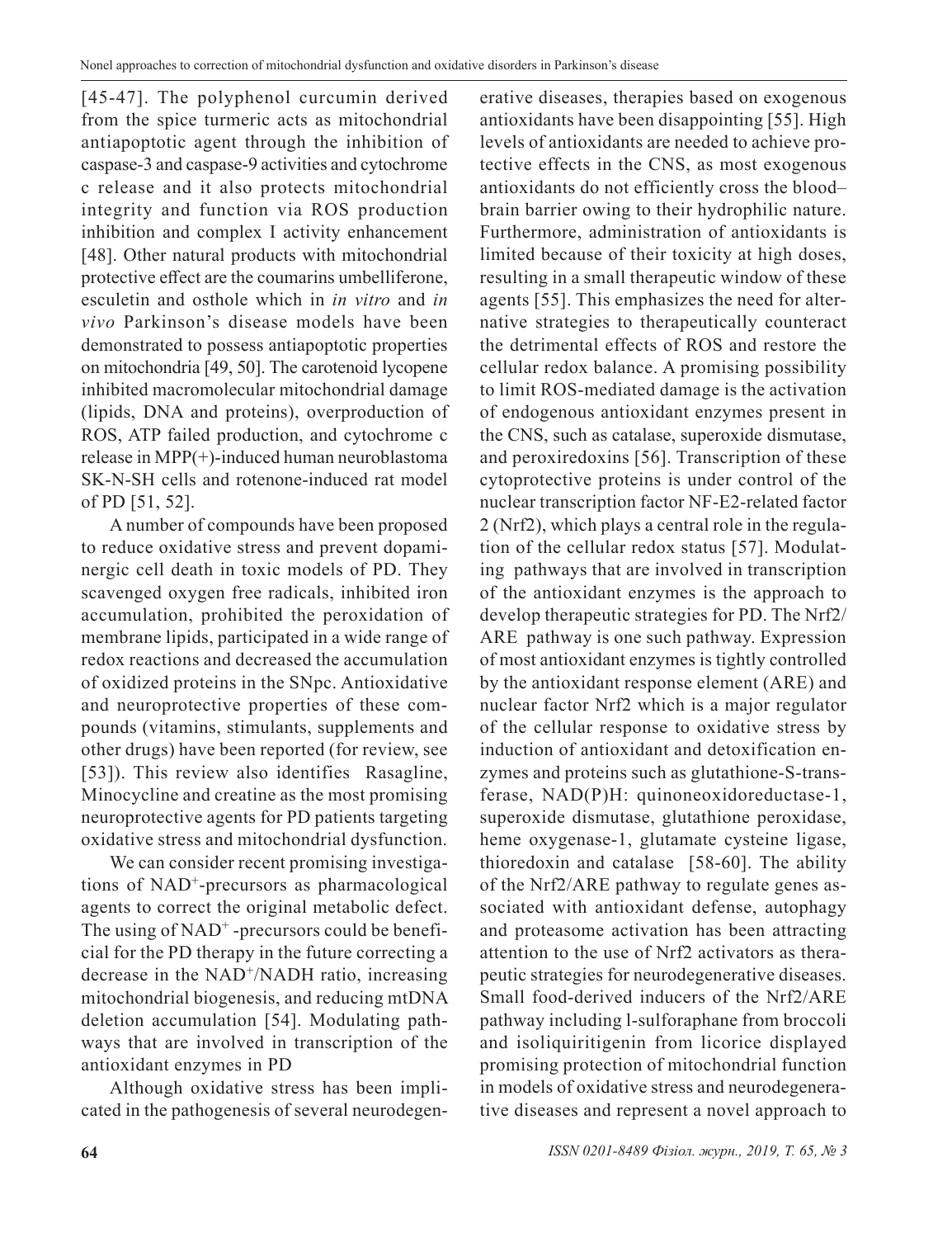[45-47]. The polyphenol curcumin derived from the spice turmeric acts as mitochondrial antiapoptotic agent through the inhibition of caspase-3 and caspase-9 activities and cytochrome c release and it also protects mitochondrial integrity and function via ROS production inhibition and complex I activity enhancement [48]. Other natural products with mitochondrial protective effect are the coumarins umbelliferone, esculetin and osthole which in *in vitro* and *in vivo* Parkinson's disease models have been demonstrated to possess antiapoptotic properties on mitochondria [49, 50]. The carotenoid lycopene inhibited macromolecular mitochondrial damage (lipids, DNA and proteins), overproduction of ROS, ATP failed production, and cytochrome c release in MPP(+)-induced human neuroblastoma SK-N-SH cells and rotenone-induced rat model of PD [51, 52].

A number of compounds have been proposed to reduce oxidative stress and prevent dopaminergic cell death in toxic models of PD. They scavenged oxygen free radicals, inhibited iron accumulation, prohibited the peroxidation of membrane lipids, participated in a wide range of redox reactions and decreased the accumulation of oxidized proteins in the SNpc. Antioxidative and neuroprotective properties of these compounds (vitamins, stimulants, supplements and other drugs) have been reported (for review, see [53]). This review also identifies Rasagline, Minocycline and creatine as the most promising neuroprotective agents for PD patients targeting oxidative stress and mitochondrial dysfunction.

We can consider recent promising investigations of $NAD^+$-precursors as pharmacological agents to correct the original metabolic defect. The using of $NAD^+$ -precursors could be beneficial for the PD therapy in the future correcting a decrease in the $NAD^+$/NADH ratio, increasing mitochondrial biogenesis, and reducing mtDNA deletion accumulation [54]. Modulating pathways that are involved in transcription of the antioxidant enzymes in PD

Although oxidative stress has been implicated in the pathogenesis of several neurodegenerative diseases, therapies based on exogenous antioxidants have been disappointing [55]. High levels of antioxidants are needed to achieve protective effects in the CNS, as most exogenous antioxidants do not efficiently cross the blood–brain barrier owing to their hydrophilic nature. Furthermore, administration of antioxidants is limited because of their toxicity at high doses, resulting in a small therapeutic window of these agents [55]. This emphasizes the need for alternative strategies to therapeutically counteract the detrimental effects of ROS and restore the cellular redox balance. A promising possibility to limit ROS-mediated damage is the activation of endogenous antioxidant enzymes present in the CNS, such as catalase, superoxide dismutase, and peroxiredoxins [56]. Transcription of these cytoprotective proteins is under control of the nuclear transcription factor NF-E2-related factor 2 (Nrf2), which plays a central role in the regulation of the cellular redox status [57]. Modulating pathways that are involved in transcription of the antioxidant enzymes is the approach to develop therapeutic strategies for PD. The Nrf2/ARE pathway is one such pathway. Expression of most antioxidant enzymes is tightly controlled by the antioxidant response element (ARE) and nuclear factor Nrf2 which is a major regulator of the cellular response to oxidative stress by induction of antioxidant and detoxification enzymes and proteins such as glutathione-S-transferase, NAD(P)H: quinoneoxidoreductase-1, superoxide dismutase, glutathione peroxidase, heme oxygenase-1, glutamate cysteine ligase, thioredoxin and catalase [58-60]. The ability of the Nrf2/ARE pathway to regulate genes associated with antioxidant defense, autophagy and proteasome activation has been attracting attention to the use of Nrf2 activators as therapeutic strategies for neurodegenerative diseases. Small food-derived inducers of the Nrf2/ARE pathway including l-sulforaphane from broccoli and isoliquiritigenin from licorice displayed promising protection of mitochondrial function in models of oxidative stress and neurodegenerative diseases and represent a novel approach to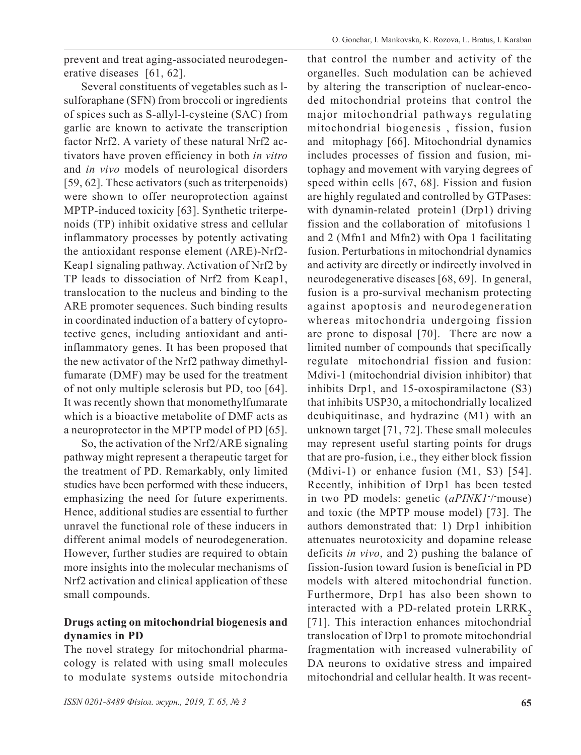prevent and treat aging-associated neurodegenerative diseases [61, 62].

Several constituents of vegetables such as l-sulforaphane (SFN) from broccoli or ingredients of spices such as S-allyl-l-cysteine (SAC) from garlic are known to activate the transcription factor Nrf2. A variety of these natural Nrf2 activators have proven efficiency in both *in vitro* and *in vivo* models of neurological disorders [59, 62]. These activators (such as triterpenoids) were shown to offer neuroprotection against MPTP-induced toxicity [63]. Synthetic triterpenoids (TP) inhibit oxidative stress and cellular inflammatory processes by potently activating the antioxidant response element (ARE)-Nrf2-Keap1 signaling pathway. Activation of Nrf2 by TP leads to dissociation of Nrf2 from Keap1, translocation to the nucleus and binding to the ARE promoter sequences. Such binding results in coordinated induction of a battery of cytoprotective genes, including antioxidant and anti-inflammatory genes. It has been proposed that the new activator of the Nrf2 pathway dimethylfumarate (DMF) may be used for the treatment of not only multiple sclerosis but PD, too [64]. It was recently shown that monomethylfumarate which is a bioactive metabolite of DMF acts as a neuroprotector in the MPTP model of PD [65].

So, the activation of the Nrf2/ARE signaling pathway might represent a therapeutic target for the treatment of PD. Remarkably, only limited studies have been performed with these inducers, emphasizing the need for future experiments. Hence, additional studies are essential to further unravel the functional role of these inducers in different animal models of neurodegeneration. However, further studies are required to obtain more insights into the molecular mechanisms of Nrf2 activation and clinical application of these small compounds.

**Drugs acting on mitochondrial biogenesis and dynamics in PD**

The novel strategy for mitochondrial pharmacology is related with using small molecules to modulate systems outside mitochondria that control the number and activity of the organelles. Such modulation can be achieved by altering the transcription of nuclear-encoded mitochondrial proteins that control the major mitochondrial pathways regulating mitochondrial biogenesis , fission, fusion and mitophagy [66]. Mitochondrial dynamics includes processes of fission and fusion, mitophagy and movement with varying degrees of speed within cells [67, 68]. Fission and fusion are highly regulated and controlled by GTPases: with dynamin-related protein1 (Drp1) driving fission and the collaboration of mitofusions 1 and 2 (Mfn1 and Mfn2) with Opa 1 facilitating fusion. Perturbations in mitochondrial dynamics and activity are directly or indirectly involved in neurodegenerative diseases [68, 69]. In general, fusion is a pro-survival mechanism protecting against apoptosis and neurodegeneration whereas mitochondria undergoing fission are prone to disposal [70]. There are now a limited number of compounds that specifically regulate mitochondrial fission and fusion: Mdivi-1 (mitochondrial division inhibitor) that inhibits Drp1, and 15-oxospiramilactone (S3) that inhibits USP30, a mitochondrially localized deubiquitinase, and hydrazine (M1) with an unknown target [71, 72]. These small molecules may represent useful starting points for drugs that are pro-fusion, i.e., they either block fission (Mdivi-1) or enhance fusion (M1, S3) [54]. Recently, inhibition of Drp1 has been tested in two PD models: genetic (*aPINK1*$^{-}$/$^{-}$mouse) and toxic (the MPTP mouse model) [73]. The authors demonstrated that: 1) Drp1 inhibition attenuates neurotoxicity and dopamine release deficits *in vivo*, and 2) pushing the balance of fission-fusion toward fusion is beneficial in PD models with altered mitochondrial function. Furthermore, Drp1 has also been shown to interacted with a PD-related protein $LRRK_2$ [71]. This interaction enhances mitochondrial translocation of Drp1 to promote mitochondrial fragmentation with increased vulnerability of DA neurons to oxidative stress and impaired mitochondrial and cellular health. It was recent-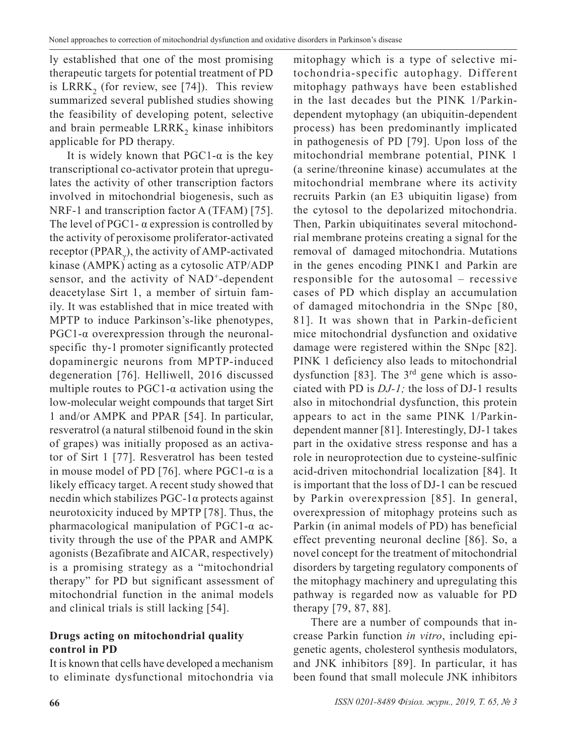ly established that one of the most promising therapeutic targets for potential treatment of PD is $LRRK_2$ (for review, see [74]). This review summarized several published studies showing the feasibility of developing potent, selective and brain permeable $LRRK_2$ kinase inhibitors applicable for PD therapy.

It is widely known that PGC1-α is the key transcriptional co-activator protein that upregulates the activity of other transcription factors involved in mitochondrial biogenesis, such as NRF-1 and transcription factor A (TFAM) [75]. The level of PGC1- α expression is controlled by the activity of peroxisome proliferator-activated receptor ($PPAR_{\gamma}$), the activity of AMP-activated kinase (AMPK) acting as a cytosolic ATP/ADP sensor, and the activity of $NAD^+$-dependent deacetylase Sirt 1, a member of sirtuin family. It was established that in mice treated with MPTP to induce Parkinson's-like phenotypes, PGC1-α overexpression through the neuronal-specific thy-1 promoter significantly protected dopaminergic neurons from MPTP-induced degeneration [76]. Helliwell, 2016 discussed multiple routes to PGC1-α activation using the low-molecular weight compounds that target Sirt 1 and/or AMPK and PPAR [54]. In particular, resveratrol (a natural stilbenoid found in the skin of grapes) was initially proposed as an activator of Sirt 1 [77]. Resveratrol has been tested in mouse model of PD [76]. where PGC1-α is a likely efficacy target. A recent study showed that necdin which stabilizes PGC-1α protects against neurotoxicity induced by MPTP [78]. Thus, the pharmacological manipulation of PGC1-α activity through the use of the PPAR and AMPK agonists (Bezafibrate and AICAR, respectively) is a promising strategy as a "mitochondrial therapy" for PD but significant assessment of mitochondrial function in the animal models and clinical trials is still lacking [54].

## Drugs acting on mitochondrial quality control in PD

It is known that cells have developed a mechanism to eliminate dysfunctional mitochondria via mitophagy which is a type of selective mitochondria-specific autophagy. Different mitophagy pathways have been established in the last decades but the PINK 1/Parkin-dependent mytophagy (an ubiquitin-dependent process) has been predominantly implicated in pathogenesis of PD [79]. Upon loss of the mitochondrial membrane potential, PINK 1 (a serine/threonine kinase) accumulates at the mitochondrial membrane where its activity recruits Parkin (an E3 ubiquitin ligase) from the cytosol to the depolarized mitochondria. Then, Parkin ubiquitinates several mitochondrial membrane proteins creating a signal for the removal of damaged mitochondria. Mutations in the genes encoding PINK1 and Parkin are responsible for the autosomal – recessive cases of PD which display an accumulation of damaged mitochondria in the SNpc [80, 81]. It was shown that in Parkin-deficient mice mitochondrial dysfunction and oxidative damage were registered within the SNpc [82]. PINK 1 deficiency also leads to mitochondrial dysfunction [83]. The 3rd gene which is associated with PD is *DJ-1;* the loss of DJ-1 results also in mitochondrial dysfunction, this protein appears to act in the same PINK 1/Parkin-dependent manner [81]. Interestingly, DJ-1 takes part in the oxidative stress response and has a role in neuroprotection due to cysteine-sulfinic acid-driven mitochondrial localization [84]. It is important that the loss of DJ-1 can be rescued by Parkin overexpression [85]. In general, overexpression of mitophagy proteins such as Parkin (in animal models of PD) has beneficial effect preventing neuronal decline [86]. So, a novel concept for the treatment of mitochondrial disorders by targeting regulatory components of the mitophagy machinery and upregulating this pathway is regarded now as valuable for PD therapy [79, 87, 88].

There are a number of compounds that increase Parkin function *in vitro*, including epigenetic agents, cholesterol synthesis modulators, and JNK inhibitors [89]. In particular, it has been found that small molecule JNK inhibitors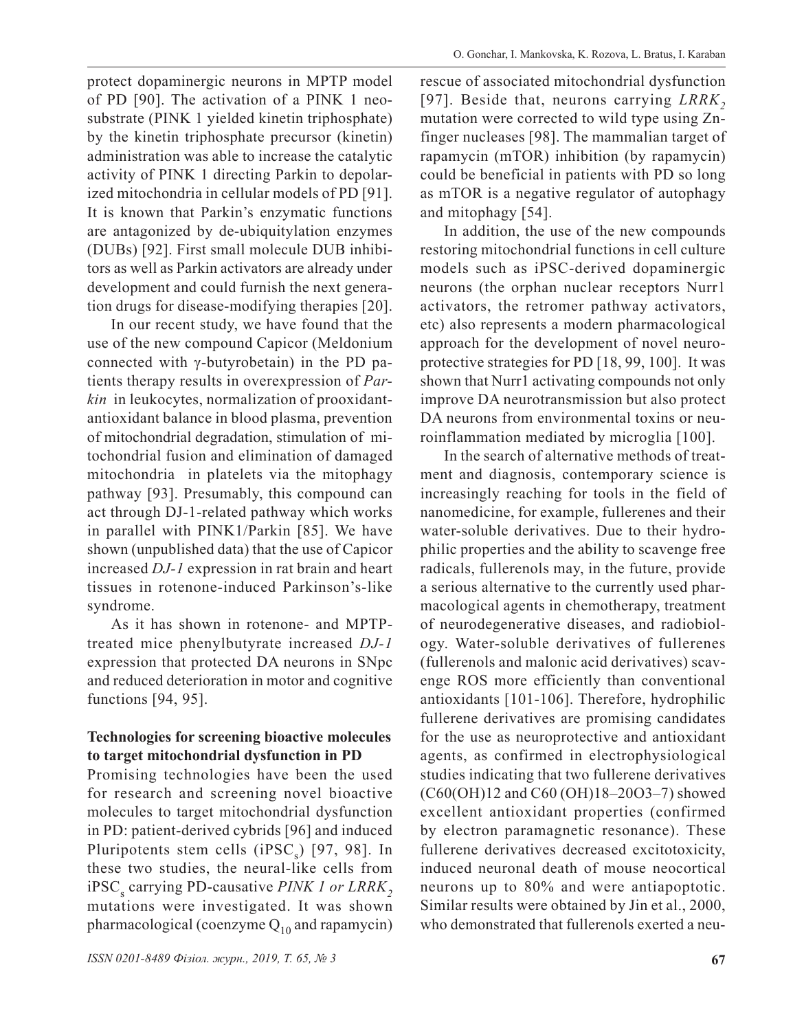protect dopaminergic neurons in MPTP model of PD [90]. The activation of a PINK 1 neo-substrate (PINK 1 yielded kinetin triphosphate) by the kinetin triphosphate precursor (kinetin) administration was able to increase the catalytic activity of PINK 1 directing Parkin to depolarized mitochondria in cellular models of PD [91]. It is known that Parkin's enzymatic functions are antagonized by de-ubiquitylation enzymes (DUBs) [92]. First small molecule DUB inhibitors as well as Parkin activators are already under development and could furnish the next generation drugs for disease-modifying therapies [20].

In our recent study, we have found that the use of the new compound Capicor (Meldonium connected with γ-butyrobetain) in the PD patients therapy results in overexpression of *Parkin* in leukocytes, normalization of prooxidant-antioxidant balance in blood plasma, prevention of mitochondrial degradation, stimulation of mitochondrial fusion and elimination of damaged mitochondria in platelets via the mitophagy pathway [93]. Presumably, this compound can act through DJ-1-related pathway which works in parallel with PINK1/Parkin [85]. We have shown (unpublished data) that the use of Capicor increased *DJ-1* expression in rat brain and heart tissues in rotenone-induced Parkinson's-like syndrome.

As it has shown in rotenone- and MPTP-treated mice phenylbutyrate increased *DJ-1* expression that protected DA neurons in SNpc and reduced deterioration in motor and cognitive functions [94, 95].

## Technologies for screening bioactive molecules to target mitochondrial dysfunction in PD

Promising technologies have been the used for research and screening novel bioactive molecules to target mitochondrial dysfunction in PD: patient-derived cybrids [96] and induced Pluripotents stem cells ($iPSC_s$) [97, 98]. In these two studies, the neural-like cells from $iPSC_s$ carrying PD-causative *PINK 1 or* $LRRK_2$ mutations were investigated. It was shown pharmacological (coenzyme $Q_{10}$ and rapamycin) rescue of associated mitochondrial dysfunction [97]. Beside that, neurons carrying $LRRK_2$ mutation were corrected to wild type using Zn-finger nucleases [98]. The mammalian target of rapamycin (mTOR) inhibition (by rapamycin) could be beneficial in patients with PD so long as mTOR is a negative regulator of autophagy and mitophagy [54].

In addition, the use of the new compounds restoring mitochondrial functions in cell culture models such as iPSC-derived dopaminergic neurons (the orphan nuclear receptors Nurr1 activators, the retromer pathway activators, etc) also represents a modern pharmacological approach for the development of novel neuroprotective strategies for PD [18, 99, 100]. It was shown that Nurr1 activating compounds not only improve DA neurotransmission but also protect DA neurons from environmental toxins or neuroinflammation mediated by microglia [100].

In the search of alternative methods of treatment and diagnosis, contemporary science is increasingly reaching for tools in the field of nanomedicine, for example, fullerenes and their water-soluble derivatives. Due to their hydrophilic properties and the ability to scavenge free radicals, fullerenols may, in the future, provide a serious alternative to the currently used pharmacological agents in chemotherapy, treatment of neurodegenerative diseases, and radiobiology. Water-soluble derivatives of fullerenes (fullerenols and malonic acid derivatives) scavenge ROS more efficiently than conventional antioxidants [101-106]. Therefore, hydrophilic fullerene derivatives are promising candidates for the use as neuroprotective and antioxidant agents, as confirmed in electrophysiological studies indicating that two fullerene derivatives ($C_{60}(OH)_{12}$ and $C_{60}(OH)_{18–20}O_{3–7}$) showed excellent antioxidant properties (confirmed by electron paramagnetic resonance). These fullerene derivatives decreased excitotoxicity, induced neuronal death of mouse neocortical neurons up to 80% and were antiapoptotic. Similar results were obtained by Jin et al., 2000, who demonstrated that fullerenols exerted a neu-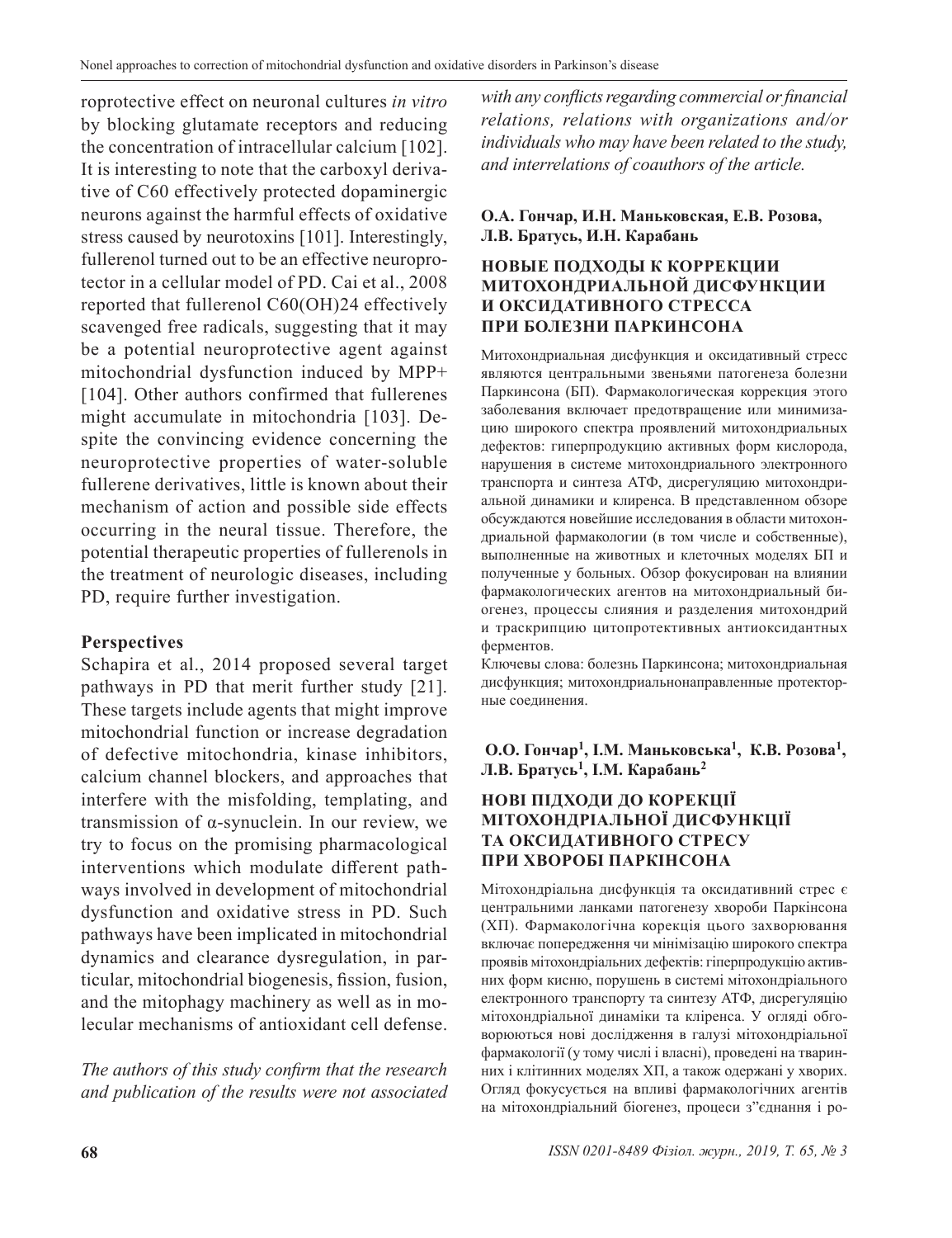roprotective effect on neuronal cultures *in vitro* by blocking glutamate receptors and reducing the concentration of intracellular calcium [102]. It is interesting to note that the carboxyl derivative of C60 effectively protected dopaminergic neurons against the harmful effects of oxidative stress caused by neurotoxins [101]. Interestingly, fullerenol turned out to be an effective neuroprotector in a cellular model of PD. Cai et al., 2008 reported that fullerenol $C_{60}(OH)_{24}$ effectively scavenged free radicals, suggesting that it may be a potential neuroprotective agent against mitochondrial dysfunction induced by $MPP^+$ [104]. Other authors confirmed that fullerenes might accumulate in mitochondria [103]. Despite the convincing evidence concerning the neuroprotective properties of water-soluble fullerene derivatives, little is known about their mechanism of action and possible side effects occurring in the neural tissue. Therefore, the potential therapeutic properties of fullerenols in the treatment of neurologic diseases, including PD, require further investigation.

## Perspectives

Schapira et al., 2014 proposed several target pathways in PD that merit further study [21]. These targets include agents that might improve mitochondrial function or increase degradation of defective mitochondria, kinase inhibitors, calcium channel blockers, and approaches that interfere with the misfolding, templating, and transmission of α-synuclein. In our review, we try to focus on the promising pharmacological interventions which modulate different pathways involved in development of mitochondrial dysfunction and oxidative stress in PD. Such pathways have been implicated in mitochondrial dynamics and clearance dysregulation, in particular, mitochondrial biogenesis, fission, fusion, and the mitophagy machinery as well as in molecular mechanisms of antioxidant cell defense.

*The authors of this study confirm that the research and publication of the results were not associated with any conflicts regarding commercial or financial relations, relations with organizations and/or individuals who may have been related to the study, and interrelations of coauthors of the article.*

**О.А. Гончар, И.Н. Маньковская, Е.В. Розова, Л.В. Братусь, И.Н. Карабань**

### НОВЫЕ ПОДХОДЫ К КОРРЕКЦИИ МИТОХОНДРИАЛЬНОЙ ДИСФУНКЦИИ И ОКСИДАТИВНОГО СТРЕССА ПРИ БОЛЕЗНИ ПАРКИНСОНА

Митохондриальная дисфункция и оксидативный стресс являются центральными звеньями патогенеза болезни Паркинсона (БП). Фармакологическая коррекция этого заболевания включает предотвращение или минимизацию широкого спектра проявлений митохондриальных дефектов: гиперпродукцию активных форм кислорода, нарушения в системе митохондриального электронного транспорта и синтеза АТФ, дисрегуляцию митохондриальной динамики и клиренса. В представленном обзоре обсуждаются новейшие исследования в области митохондриальной фармакологии (в том числе и собственные), выполненные на животных и клеточных моделях БП и полученные у больных. Обзор фокусирован на влиянии фармакологических агентов на митохондриальный биогенез, процессы слияния и разделения митохондрий и траскрипцию цитопротективных антиоксидантных ферментов.

Ключевы слова: болезнь Паркинсона; митохондриальная дисфункция; митохондриальнонаправленные протекторные соединения.

**О.О. Гончар[1], І.М. Маньковська[1], К.В. Розова[1], Л.В. Братусь[1], І.М. Карабань[2]**

### НОВІ ПІДХОДИ ДО КОРЕКЦІЇ МІТОХОНДРІАЛЬНОЇ ДИСФУНКЦІЇ ТА ОКСИДАТИВНОГО СТРЕСУ ПРИ ХВОРОБІ ПАРКІНСОНА

Мітохондріальна дисфункція та оксидативний стрес є центральними ланками патогенезу хвороби Паркінсона (ХП). Фармакологічна корекція цього захворювання включає попередження чи мінімізацію широкого спектра проявів мітохондріальних дефектів: гіперпродукцію активних форм кисню, порушень в системі мітохондріального електронного транспорту та синтезу АТФ, дисрегуляцію мітохондріальної динаміки та кліренса. У огляді обговорюються нові дослідження в галузі мітохондріальної фармакології (у тому числі і власні), проведені на тваринних і клітинних моделях ХП, а також одержані у хворих. Огляд фокусується на впливі фармакологічних агентів на мітохондріальний біогенез, процеси з"єднання і ро-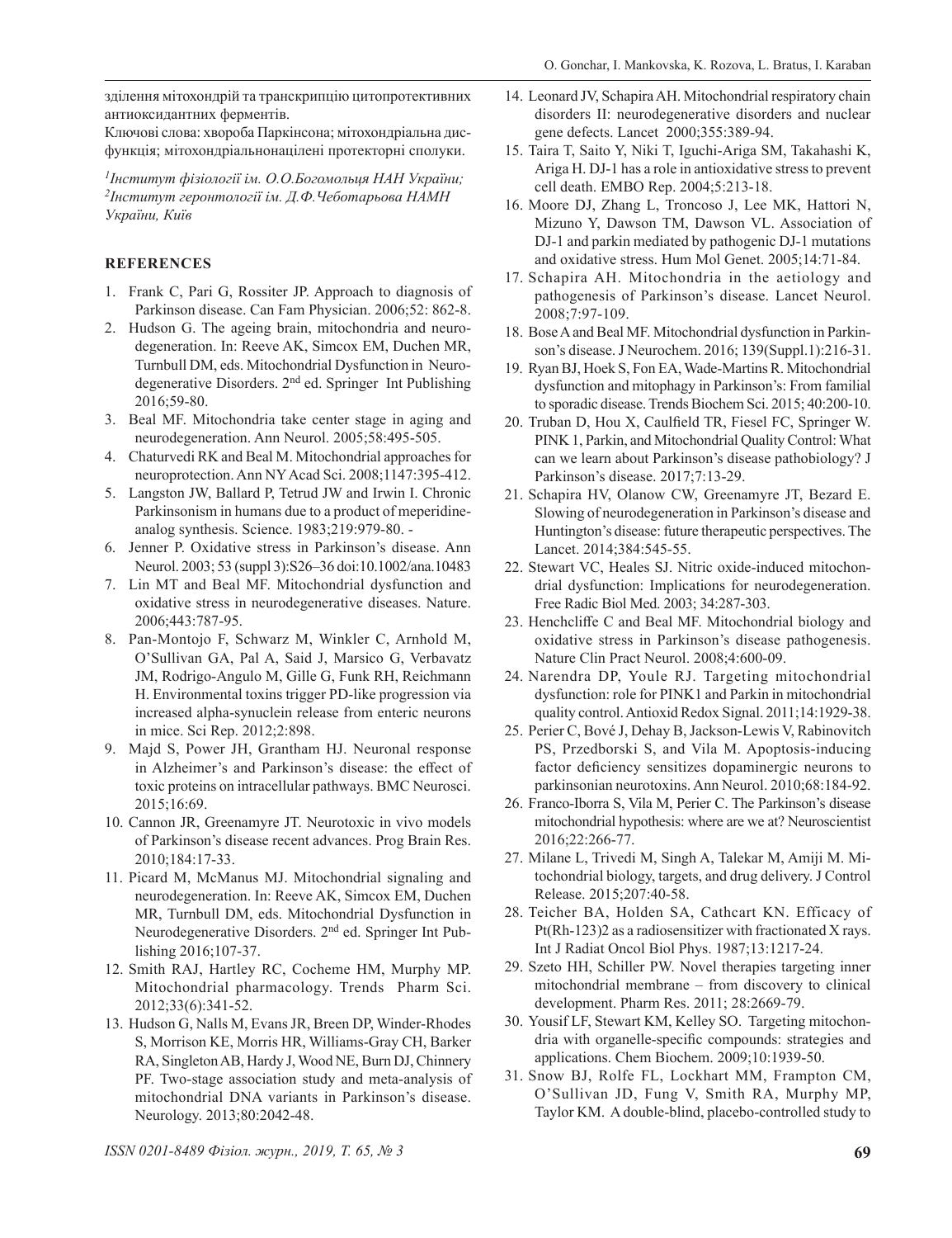зділення мітохондрій та транскрипцію цитопротективних антиоксидантних ферментів.

Ключові слова: хвороба Паркінсона; мітохондріальна дисфункція; мітохондріальнонацілені протекторні сполуки.

*[1]Інститут фізіології ім. О.О.Богомольця НАН України;*
*[2]Інститут геронтології ім. Д.Ф.Чеботарьова НАМН України, Київ*

## REFERENCES

1. Frank C, Pari G, Rossiter JP. Approach to diagnosis of Parkinson disease. Can Fam Physician. 2006;52: 862-8.
2. Hudson G. The ageing brain, mitochondria and neurodegeneration. In: Reeve AK, Simcox EM, Duchen MR, Turnbull DM, eds. Mitochondrial Dysfunction in Neurodegenerative Disorders. 2nd ed. Springer Int Publishing 2016;59-80.
3. Beal MF. Mitochondria take center stage in aging and neurodegeneration. Ann Neurol. 2005;58:495-505.
4. Chaturvedi RK and Beal M. Mitochondrial approaches for neuroprotection. Ann NY Acad Sci. 2008;1147:395-412.
5. Langston JW, Ballard P, Tetrud JW and Irwin I. Chronic Parkinsonism in humans due to a product of meperidine-analog synthesis. Science. 1983;219:979-80. -
6. Jenner P. Oxidative stress in Parkinson's disease. Ann Neurol. 2003; 53 (suppl 3):S26–36 doi:10.1002/ana.10483
7. Lin MT and Beal MF. Mitochondrial dysfunction and oxidative stress in neurodegenerative diseases. Nature. 2006;443:787-95.
8. Pan-Montojo F, Schwarz M, Winkler C, Arnhold M, O'Sullivan GA, Pal A, Said J, Marsico G, Verbavatz JM, Rodrigo-Angulo M, Gille G, Funk RH, Reichmann H. Environmental toxins trigger PD-like progression via increased alpha-synuclein release from enteric neurons in mice. Sci Rep. 2012;2:898.
9. Majd S, Power JH, Grantham HJ. Neuronal response in Alzheimer's and Parkinson's disease: the effect of toxic proteins on intracellular pathways. BMC Neurosci. 2015;16:69.
10. Cannon JR, Greenamyre JT. Neurotoxic in vivo models of Parkinson's disease recent advances. Prog Brain Res. 2010;184:17-33.
11. Picard M, McManus MJ. Mitochondrial signaling and neurodegeneration. In: Reeve AK, Simcox EM, Duchen MR, Turnbull DM, eds. Mitochondrial Dysfunction in Neurodegenerative Disorders. 2nd ed. Springer Int Publishing 2016;107-37.
12. Smith RAJ, Hartley RC, Cocheme HM, Murphy MP. Mitochondrial pharmacology. Trends Pharm Sci. 2012;33(6):341-52.
13. Hudson G, Nalls M, Evans JR, Breen DP, Winder-Rhodes S, Morrison KE, Morris HR, Williams-Gray CH, Barker RA, Singleton AB, Hardy J, Wood NE, Burn DJ, Chinnery PF. Two-stage association study and meta-analysis of mitochondrial DNA variants in Parkinson's disease. Neurology. 2013;80:2042-48.
14. Leonard JV, Schapira AH. Mitochondrial respiratory chain disorders II: neurodegenerative disorders and nuclear gene defects. Lancet 2000;355:389-94.
15. Taira T, Saito Y, Niki T, Iguchi-Ariga SM, Takahashi K, Ariga H. DJ-1 has a role in antioxidative stress to prevent cell death. EMBO Rep. 2004;5:213-18.
16. Moore DJ, Zhang L, Troncoso J, Lee MK, Hattori N, Mizuno Y, Dawson TM, Dawson VL. Association of DJ-1 and parkin mediated by pathogenic DJ-1 mutations and oxidative stress. Hum Mol Genet. 2005;14:71-84.
17. Schapira AH. Mitochondria in the aetiology and pathogenesis of Parkinson's disease. Lancet Neurol. 2008;7:97-109.
18. Bose A and Beal MF. Mitochondrial dysfunction in Parkinson's disease. J Neurochem. 2016; 139(Suppl.1):216-31.
19. Ryan BJ, Hoek S, Fon EA, Wade-Martins R. Mitochondrial dysfunction and mitophagy in Parkinson's: From familial to sporadic disease. Trends Biochem Sci. 2015; 40:200-10.
20. Truban D, Hou X, Caulfield TR, Fiesel FC, Springer W. PINK 1, Parkin, and Mitochondrial Quality Control: What can we learn about Parkinson's disease pathobiology? J Parkinson's disease. 2017;7:13-29.
21. Schapira HV, Olanow CW, Greenamyre JT, Bezard E. Slowing of neurodegeneration in Parkinson's disease and Huntington's disease: future therapeutic perspectives. The Lancet. 2014;384:545-55.
22. Stewart VC, Heales SJ. Nitric oxide-induced mitochondrial dysfunction: Implications for neurodegeneration. Free Radic Biol Med. 2003; 34:287-303.
23. Henchcliffe C and Beal MF. Mitochondrial biology and oxidative stress in Parkinson's disease pathogenesis. Nature Clin Pract Neurol. 2008;4:600-09.
24. Narendra DP, Youle RJ. Targeting mitochondrial dysfunction: role for PINK1 and Parkin in mitochondrial quality control. Antioxid Redox Signal. 2011;14:1929-38.
25. Perier C, Bové J, Dehay B, Jackson-Lewis V, Rabinovitch PS, Przedborski S, and Vila M. Apoptosis-inducing factor deficiency sensitizes dopaminergic neurons to parkinsonian neurotoxins. Ann Neurol. 2010;68:184-92.
26. Franco-Iborra S, Vila M, Perier C. The Parkinson's disease mitochondrial hypothesis: where are we at? Neuroscientist 2016;22:266-77.
27. Milane L, Trivedi M, Singh A, Talekar M, Amiji M. Mitochondrial biology, targets, and drug delivery. J Control Release. 2015;207:40-58.
28. Teicher BA, Holden SA, Cathcart KN. Efficacy of Pt(Rh-123)2 as a radiosensitizer with fractionated X rays. Int J Radiat Oncol Biol Phys. 1987;13:1217-24.
29. Szeto HH, Schiller PW. Novel therapies targeting inner mitochondrial membrane – from discovery to clinical development. Pharm Res. 2011; 28:2669-79.
30. Yousif LF, Stewart KM, Kelley SO. Targeting mitochondria with organelle-specific compounds: strategies and applications. Chem Biochem. 2009;10:1939-50.
31. Snow BJ, Rolfe FL, Lockhart MM, Frampton CM, O'Sullivan JD, Fung V, Smith RA, Murphy MP, Taylor KM. A double-blind, placebo-controlled study to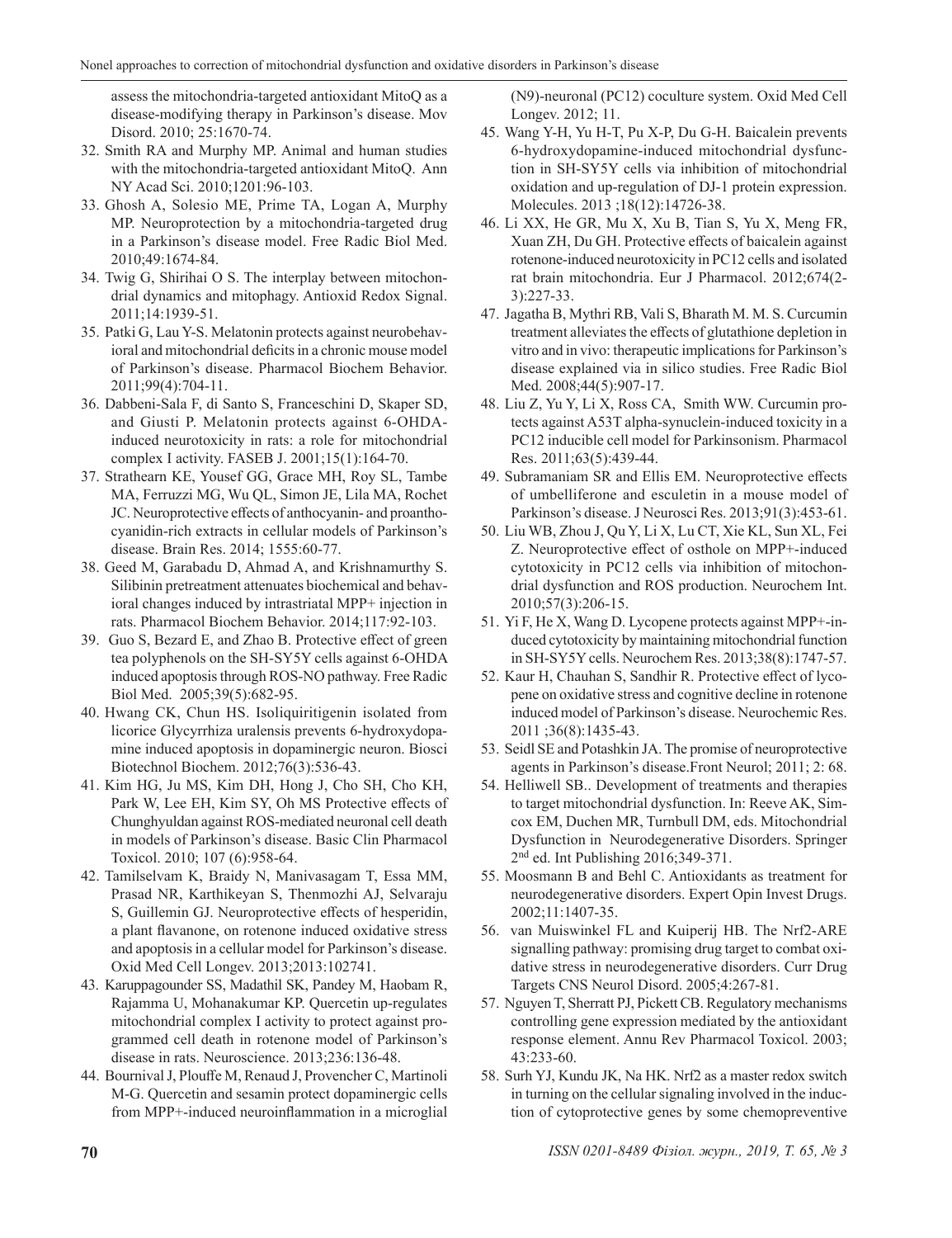assess the mitochondria-targeted antioxidant MitoQ as a disease-modifying therapy in Parkinson's disease. Mov Disord. 2010; 25:1670-74.

32. Smith RA and Murphy MP. Animal and human studies with the mitochondria-targeted antioxidant MitoQ. Ann NY Acad Sci. 2010;1201:96-103.
33. Ghosh A, Solesio ME, Prime TA, Logan A, Murphy MP. Neuroprotection by a mitochondria-targeted drug in a Parkinson's disease model. Free Radic Biol Med. 2010;49:1674-84.
34. Twig G, Shirihai O S. The interplay between mitochondrial dynamics and mitophagy. Antioxid Redox Signal. 2011;14:1939-51.
35. Patki G, Lau Y-S. Melatonin protects against neurobehavioral and mitochondrial deficits in a chronic mouse model of Parkinson's disease. Pharmacol Biochem Behavior. 2011;99(4):704-11.
36. Dabbeni-Sala F, di Santo S, Franceschini D, Skaper SD, and Giusti P. Melatonin protects against 6-OHDA-induced neurotoxicity in rats: a role for mitochondrial complex I activity. FASEB J. 2001;15(1):164-70.
37. Strathearn KE, Yousef GG, Grace MH, Roy SL, Tambe MA, Ferruzzi MG, Wu QL, Simon JE, Lila MA, Rochet JC. Neuroprotective effects of anthocyanin- and proanthocyanidin-rich extracts in cellular models of Parkinson's disease. Brain Res. 2014; 1555:60-77.
38. Geed M, Garabadu D, Ahmad A, and Krishnamurthy S. Silibinin pretreatment attenuates biochemical and behavioral changes induced by intrastriatal MPP+ injection in rats. Pharmacol Biochem Behavior. 2014;117:92-103.
39. Guo S, Bezard E, and Zhao B. Protective effect of green tea polyphenols on the SH-SY5Y cells against 6-OHDA induced apoptosis through ROS-NO pathway. Free Radic Biol Med. 2005;39(5):682-95.
40. Hwang CK, Chun HS. Isoliquiritigenin isolated from licorice Glycyrrhiza uralensis prevents 6-hydroxydopamine induced apoptosis in dopaminergic neuron. Biosci Biotechnol Biochem. 2012;76(3):536-43.
41. Kim HG, Ju MS, Kim DH, Hong J, Cho SH, Cho KH, Park W, Lee EH, Kim SY, Oh MS Protective effects of Chunghyuldan against ROS-mediated neuronal cell death in models of Parkinson's disease. Basic Clin Pharmacol Toxicol. 2010; 107 (6):958-64.
42. Tamilselvam K, Braidy N, Manivasagam T, Essa MM, Prasad NR, Karthikeyan S, Thenmozhi AJ, Selvaraju S, Guillemin GJ. Neuroprotective effects of hesperidin, a plant flavanone, on rotenone induced oxidative stress and apoptosis in a cellular model for Parkinson's disease. Oxid Med Cell Longev. 2013;2013:102741.
43. Karuppagounder SS, Madathil SK, Pandey M, Haobam R, Rajamma U, Mohanakumar KP. Quercetin up-regulates mitochondrial complex I activity to protect against programmed cell death in rotenone model of Parkinson's disease in rats. Neuroscience. 2013;236:136-48.
44. Bournival J, Plouffe M, Renaud J, Provencher C, Martinoli M-G. Quercetin and sesamin protect dopaminergic cells from MPP+-induced neuroinflammation in a microglial (N9)-neuronal (PC12) coculture system. Oxid Med Cell Longev. 2012; 11.
45. Wang Y-H, Yu H-T, Pu X-P, Du G-H. Baicalein prevents 6-hydroxydopamine-induced mitochondrial dysfunction in SH-SY5Y cells via inhibition of mitochondrial oxidation and up-regulation of DJ-1 protein expression. Molecules. 2013 ;18(12):14726-38.
46. Li XX, He GR, Mu X, Xu B, Tian S, Yu X, Meng FR, Xuan ZH, Du GH. Protective effects of baicalein against rotenone-induced neurotoxicity in PC12 cells and isolated rat brain mitochondria. Eur J Pharmacol. 2012;674(2-3):227-33.
47. Jagatha B, Mythri RB, Vali S, Bharath M. M. S. Curcumin treatment alleviates the effects of glutathione depletion in vitro and in vivo: therapeutic implications for Parkinson's disease explained via in silico studies. Free Radic Biol Med. 2008;44(5):907-17.
48. Liu Z, Yu Y, Li X, Ross CA, Smith WW. Curcumin protects against A53T alpha-synuclein-induced toxicity in a PC12 inducible cell model for Parkinsonism. Pharmacol Res. 2011;63(5):439-44.
49. Subramaniam SR and Ellis EM. Neuroprotective effects of umbelliferone and esculetin in a mouse model of Parkinson's disease. J Neurosci Res. 2013;91(3):453-61.
50. Liu WB, Zhou J, Qu Y, Li X, Lu CT, Xie KL, Sun XL, Fei Z. Neuroprotective effect of osthole on MPP+-induced cytotoxicity in PC12 cells via inhibition of mitochondrial dysfunction and ROS production. Neurochem Int. 2010;57(3):206-15.
51. Yi F, He X, Wang D. Lycopene protects against MPP+-induced cytotoxicity by maintaining mitochondrial function in SH-SY5Y cells. Neurochem Res. 2013;38(8):1747-57.
52. Kaur H, Chauhan S, Sandhir R. Protective effect of lycopene on oxidative stress and cognitive decline in rotenone induced model of Parkinson's disease. Neurochemic Res. 2011 ;36(8):1435-43.
53. Seidl SE and Potashkin JA. The promise of neuroprotective agents in Parkinson's disease.Front Neurol; 2011; 2: 68.
54. Helliwell SB.. Development of treatments and therapies to target mitochondrial dysfunction. In: Reeve AK, Simcox EM, Duchen MR, Turnbull DM, eds. Mitochondrial Dysfunction in Neurodegenerative Disorders. Springer 2nd ed. Int Publishing 2016;349-371.
55. Moosmann B and Behl C. Antioxidants as treatment for neurodegenerative disorders. Expert Opin Invest Drugs. 2002;11:1407-35.
56. van Muiswinkel FL and Kuiperij HB. The Nrf2-ARE signalling pathway: promising drug target to combat oxidative stress in neurodegenerative disorders. Curr Drug Targets CNS Neurol Disord. 2005;4:267-81.
57. Nguyen T, Sherratt PJ, Pickett CB. Regulatory mechanisms controlling gene expression mediated by the antioxidant response element. Annu Rev Pharmacol Toxicol. 2003; 43:233-60.
58. Surh YJ, Kundu JK, Na HK. Nrf2 as a master redox switch in turning on the cellular signaling involved in the induction of cytoprotective genes by some chemopreventive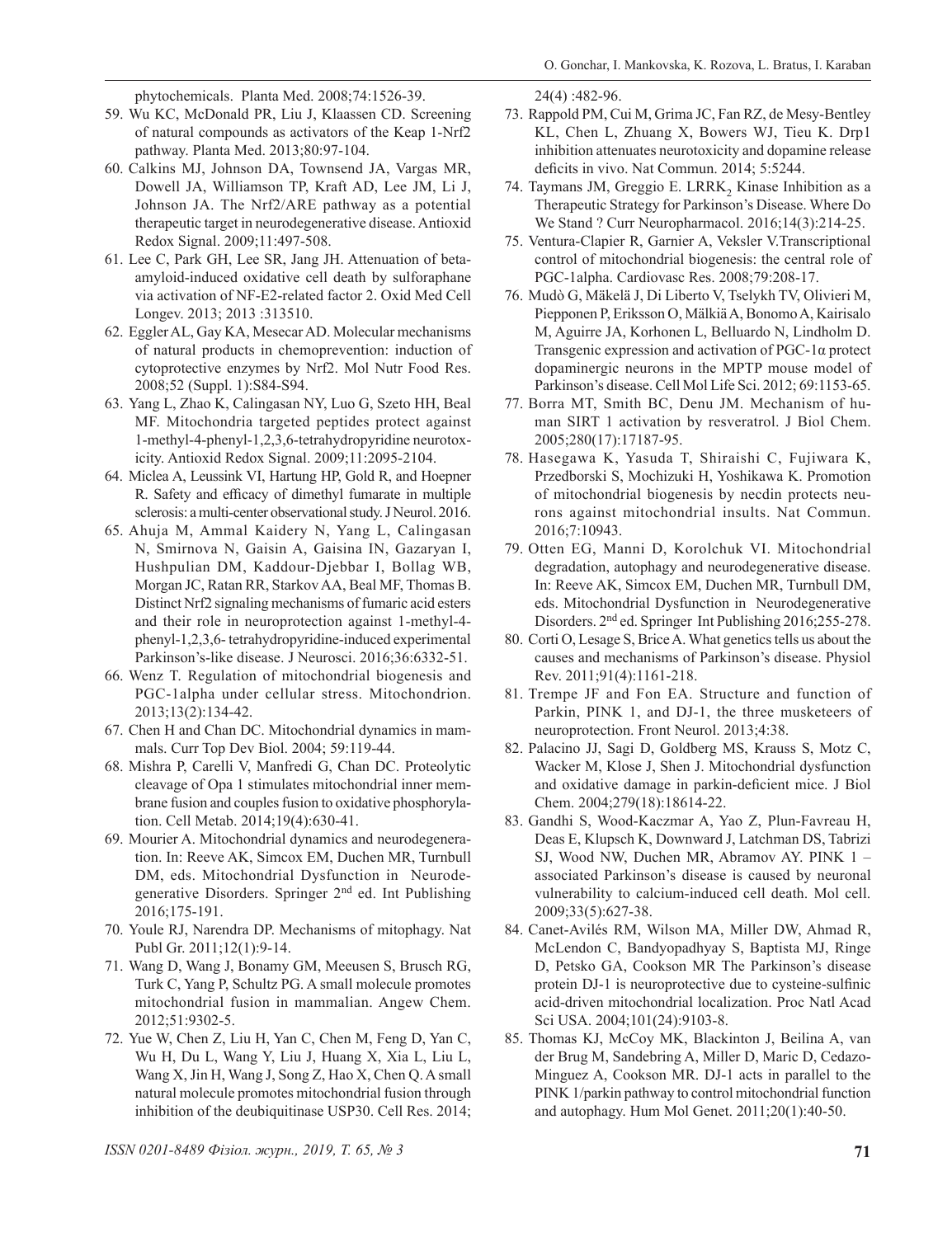phytochemicals. Planta Med. 2008;74:1526-39.

59. Wu KC, McDonald PR, Liu J, Klaassen CD. Screening of natural compounds as activators of the Keap 1-Nrf2 pathway. Planta Med. 2013;80:97-104.
60. Calkins MJ, Johnson DA, Townsend JA, Vargas MR, Dowell JA, Williamson TP, Kraft AD, Lee JM, Li J, Johnson JA. The Nrf2/ARE pathway as a potential therapeutic target in neurodegenerative disease. Antioxid Redox Signal. 2009;11:497-508.
61. Lee C, Park GH, Lee SR, Jang JH. Attenuation of beta-amyloid-induced oxidative cell death by sulforaphane via activation of NF-E2-related factor 2. Oxid Med Cell Longev. 2013; 2013 :313510.
62. Eggler AL, Gay KA, Mesecar AD. Molecular mechanisms of natural products in chemoprevention: induction of cytoprotective enzymes by Nrf2. Mol Nutr Food Res. 2008;52 (Suppl. 1):S84-S94.
63. Yang L, Zhao K, Calingasan NY, Luo G, Szeto HH, Beal MF. Mitochondria targeted peptides protect against 1-methyl-4-phenyl-1,2,3,6-tetrahydropyridine neurotoxicity. Antioxid Redox Signal. 2009;11:2095-2104.
64. Miclea A, Leussink VI, Hartung HP, Gold R, and Hoepner R. Safety and efficacy of dimethyl fumarate in multiple sclerosis: a multi-center observational study. J Neurol. 2016.
65. Ahuja M, Ammal Kaidery N, Yang L, Calingasan N, Smirnova N, Gaisin A, Gaisina IN, Gazaryan I, Hushpulian DM, Kaddour-Djebbar I, Bollag WB, Morgan JC, Ratan RR, Starkov AA, Beal MF, Thomas B. Distinct Nrf2 signaling mechanisms of fumaric acid esters and their role in neuroprotection against 1-methyl-4-phenyl-1,2,3,6- tetrahydropyridine-induced experimental Parkinson's-like disease. J Neurosci. 2016;36:6332-51.
66. Wenz T. Regulation of mitochondrial biogenesis and PGC-1alpha under cellular stress. Mitochondrion. 2013;13(2):134-42.
67. Chen H and Chan DC. Mitochondrial dynamics in mammals. Curr Top Dev Biol. 2004; 59:119-44.
68. Mishra P, Carelli V, Manfredi G, Chan DC. Proteolytic cleavage of Opa 1 stimulates mitochondrial inner membrane fusion and couples fusion to oxidative phosphorylation. Cell Metab. 2014;19(4):630-41.
69. Mourier A. Mitochondrial dynamics and neurodegeneration. In: Reeve AK, Simcox EM, Duchen MR, Turnbull DM, eds. Mitochondrial Dysfunction in Neurodegenerative Disorders. Springer 2nd ed. Int Publishing 2016;175-191.
70. Youle RJ, Narendra DP. Mechanisms of mitophagy. Nat Publ Gr. 2011;12(1):9-14.
71. Wang D, Wang J, Bonamy GM, Meeusen S, Brusch RG, Turk C, Yang P, Schultz PG. A small molecule promotes mitochondrial fusion in mammalian. Angew Chem. 2012;51:9302-5.
72. Yue W, Chen Z, Liu H, Yan C, Chen M, Feng D, Yan C, Wu H, Du L, Wang Y, Liu J, Huang X, Xia L, Liu L, Wang X, Jin H, Wang J, Song Z, Hao X, Chen Q. A small natural molecule promotes mitochondrial fusion through inhibition of the deubiquitinase USP30. Cell Res. 2014; 24(4) :482-96.
73. Rappold PM, Cui M, Grima JC, Fan RZ, de Mesy-Bentley KL, Chen L, Zhuang X, Bowers WJ, Tieu K. Drp1 inhibition attenuates neurotoxicity and dopamine release deficits in vivo. Nat Commun. 2014; 5:5244.
74. Taymans JM, Greggio E. LRRK$_2$ Kinase Inhibition as a Therapeutic Strategy for Parkinson's Disease. Where Do We Stand ? Curr Neuropharmacol. 2016;14(3):214-25.
75. Ventura-Clapier R, Garnier A, Veksler V.Transcriptional control of mitochondrial biogenesis: the central role of PGC-1alpha. Cardiovasc Res. 2008;79:208-17.
76. Mudò G, Mäkelä J, Di Liberto V, Tselykh TV, Olivieri M, Piepponen P, Eriksson O, Mälkiä A, Bonomo A, Kairisalo M, Aguirre JA, Korhonen L, Belluardo N, Lindholm D. Transgenic expression and activation of PGC-1α protect dopaminergic neurons in the MPTP mouse model of Parkinson's disease. Cell Mol Life Sci. 2012; 69:1153-65.
77. Borra MT, Smith BC, Denu JM. Mechanism of human SIRT 1 activation by resveratrol. J Biol Chem. 2005;280(17):17187-95.
78. Hasegawa K, Yasuda T, Shiraishi C, Fujiwara K, Przedborski S, Mochizuki H, Yoshikawa K. Promotion of mitochondrial biogenesis by necdin protects neurons against mitochondrial insults. Nat Commun. 2016;7:10943.
79. Otten EG, Manni D, Korolchuk VI. Mitochondrial degradation, autophagy and neurodegenerative disease. In: Reeve AK, Simcox EM, Duchen MR, Turnbull DM, eds. Mitochondrial Dysfunction in Neurodegenerative Disorders. 2nd ed. Springer Int Publishing 2016;255-278.
80. Corti O, Lesage S, Brice A. What genetics tells us about the causes and mechanisms of Parkinson's disease. Physiol Rev. 2011;91(4):1161-218.
81. Trempe JF and Fon EA. Structure and function of Parkin, PINK 1, and DJ-1, the three musketeers of neuroprotection. Front Neurol. 2013;4:38.
82. Palacino JJ, Sagi D, Goldberg MS, Krauss S, Motz C, Wacker M, Klose J, Shen J. Mitochondrial dysfunction and oxidative damage in parkin-deficient mice. J Biol Chem. 2004;279(18):18614-22.
83. Gandhi S, Wood-Kaczmar A, Yao Z, Plun-Favreau H, Deas E, Klupsch K, Downward J, Latchman DS, Tabrizi SJ, Wood NW, Duchen MR, Abramov AY. PINK 1 – associated Parkinson's disease is caused by neuronal vulnerability to calcium-induced cell death. Mol cell. 2009;33(5):627-38.
84. Canet-Avilés RM, Wilson MA, Miller DW, Ahmad R, McLendon C, Bandyopadhyay S, Baptista MJ, Ringe D, Petsko GA, Cookson MR The Parkinson's disease protein DJ-1 is neuroprotective due to cysteine-sulfinic acid-driven mitochondrial localization. Proc Natl Acad Sci USA. 2004;101(24):9103-8.
85. Thomas KJ, McCoy MK, Blackinton J, Beilina A, van der Brug M, Sandebring A, Miller D, Maric D, Cedazo-Minguez A, Cookson MR. DJ-1 acts in parallel to the PINK 1/parkin pathway to control mitochondrial function and autophagy. Hum Mol Genet. 2011;20(1):40-50.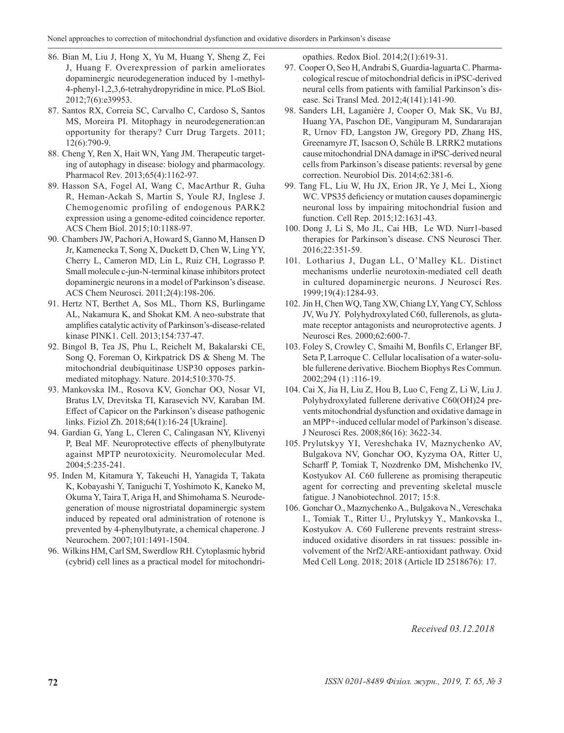86. Bian M, Liu J, Hong X, Yu M, Huang Y, Sheng Z, Fei J, Huang F. Overexpression of parkin ameliorates dopaminergic neurodegeneration induced by 1-methyl-4-phenyl-1,2,3,6-tetrahydropyridine in mice. PLoS Biol. 2012;7(6):e39953.
87. Santos RX, Correia SC, Carvalho C, Cardoso S, Santos MS, Moreira PI. Mitophagy in neurodegeneration:an opportunity for therapy? Curr Drug Targets. 2011; 12(6):790-9.
88. Cheng Y, Ren X, Hait WN, Yang JM. Therapeutic targeting of autophagy in disease: biology and pharmacology. Pharmacol Rev. 2013;65(4):1162-97.
89. Hasson SA, Fogel AI, Wang C, MacArthur R, Guha R, Heman-Ackah S, Martin S, Youle RJ, Inglese J. Chemogenomic profiling of endogenous PARK2 expression using a genome-edited coincidence reporter. ACS Chem Biol. 2015;10:1188-97.
90. Chambers JW, Pachori A, Howard S, Ganno M, Hansen D Jr, Kamenecka T, Song X, Duckett D, Chen W, Ling YY, Cherry L, Cameron MD, Lin L, Ruiz CH, Lograsso P. Small molecule c-jun-N-terminal kinase inhibitors protect dopaminergic neurons in a model of Parkinson's disease. ACS Chem Neurosci. 2011;2(4):198-206.
91. Hertz NT, Berthet A, Sos ML, Thorn KS, Burlingame AL, Nakamura K, and Shokat KM. A neo-substrate that amplifies catalytic activity of Parkinson's-disease-related kinase PINK1. Cell. 2013;154:737-47.
92. Bingol B, Tea JS, Phu L, Reichelt M, Bakalarski CE, Song Q, Foreman O, Kirkpatrick DS & Sheng M. The mitochondrial deubiquitinase USP30 opposes parkin-mediated mitophagy. Nature. 2014;510:370-75.
93. Mankovska IM., Rosova KV, Gonchar OO, Nosar VI, Bratus LV, Drevitska TI, Karasevich NV, Karaban IM. Effect of Capicor on the Parkinson's disease pathogenic links. Fiziol Zh. 2018;64(1):16-24 [Ukraine].
94. Gardian G, Yang L, Cleren C, Calingasan NY, Klivenyi P, Beal MF. Neuroprotective effects of phenylbutyrate against MPTP neurotoxicity. Neuromolecular Med. 2004;5:235-241.
95. Inden M, Kitamura Y, Takeuchi H, Yanagida T, Takata K, Kobayashi Y, Taniguchi T, Yoshimoto K, Kaneko M, Okuma Y, Taira T, Ariga H, and Shimohama S. Neurodegeneration of mouse nigrostriatal dopaminergic system induced by repeated oral administration of rotenone is prevented by 4-phenylbutyrate, a chemical chaperone. J Neurochem. 2007;101:1491-1504.
96. Wilkins HM, Carl SM, Swerdlow RH. Cytoplasmic hybrid (cybrid) cell lines as a practical model for mitochondriopathies. Redox Biol. 2014;2(1):619-31.
97. Cooper O, Seo H, Andrabi S, Guardia-laguarta C. Pharmacological rescue of mitochondrial deficis in iPSC-derived neural cells from patients with familial Parkinson's disease. Sci Transl Med. 2012;4(141):141-90.
98. Sanders LH, Laganière J, Cooper O, Mak SK, Vu BJ, Huang YA, Paschon DE, Vangipuram M, Sundararajan R, Urnov FD, Langston JW, Gregory PD, Zhang HS, Greenamyre JT, Isacson O, Schüle B. LRRK2 mutations cause mitochondrial DNA damage in iPSC-derived neural cells from Parkinson's disease patients: reversal by gene correction. Neurobiol Dis. 2014;62:381-6.
99. Tang FL, Liu W, Hu JX, Erion JR, Ye J, Mei L, Xiong WC. VPS35 deficiency or mutation causes dopaminergic neuronal loss by impairing mitochondrial fusion and function. Cell Rep. 2015;12:1631-43.
100. Dong J, Li S, Mo JL, Cai HB, Le WD. Nurr1-based therapies for Parkinson's disease. CNS Neurosci Ther. 2016;22:351-59.
101. Lotharius J, Dugan LL, O'Malley KL. Distinct mechanisms underlie neurotoxin-mediated cell death in cultured dopaminergic neurons. J Neurosci Res. 1999;19(4):1284-93.
102. Jin H, Chen WQ, Tang XW, Chiang LY, Yang CY, Schloss JV, Wu JY. Polyhydroxylated C60, fullerenols, as glutamate receptor antagonists and neuroprotective agents. J Neurosci Res. 2000;62:600-7.
103. Foley S, Crowley C, Smaihi M, Bonfils C, Erlanger BF, Seta P, Larroque C. Cellular localisation of a water-soluble fullerene derivative. Biochem Biophys Res Commun. 2002;294 (1) :116-19.
104. Cai X, Jia H, Liu Z, Hou B, Luo C, Feng Z, Li W, Liu J. Polyhydroxylated fullerene derivative C60(OH)24 prevents mitochondrial dysfunction and oxidative damage in an MPP+-induced cellular model of Parkinson's disease. J Neurosci Res. 2008;86(16): 3622-34.
105. Prylutskyy YI, Vereshchaka IV, Maznychenko AV, Bulgakova NV, Gonchar OO, Kyzyma OA, Ritter U, Scharff P, Tomiak T, Nozdrenko DM, Mishchenko IV, Kostyukov AI. C60 fullerene as promising therapeutic agent for correcting and preventing skeletal muscle fatigue. J Nanobiotechnol. 2017; 15:8.
106. Gonchar O., Maznychenko A., Bulgakova N., Vereschaka I., Tomiak T., Ritter U., Prylutskyy Y., Mankovska I., Kostyukov A. C60 Fullerene prevents restraint stress-induced oxidative disorders in rat tissues: possible involvement of the Nrf2/ARE-antioxidant pathway. Oxid Med Cell Long. 2018; 2018 (Article ID 2518676): 17.

*Received 03.12.2018*